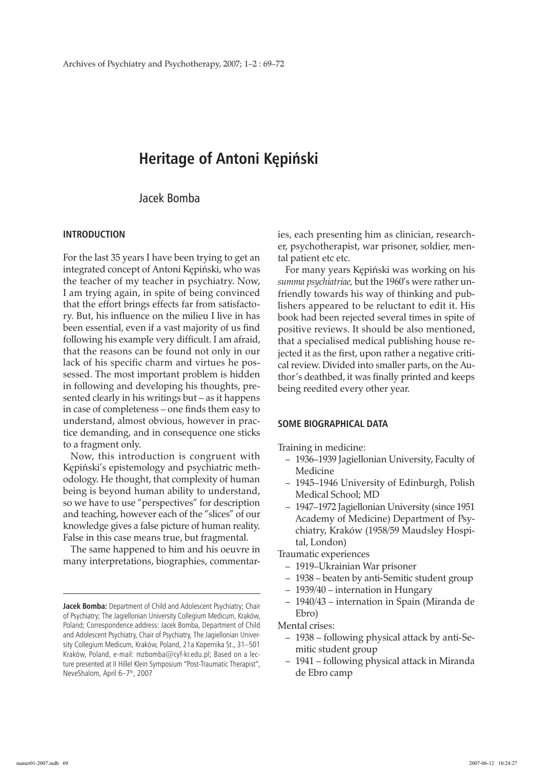# Heritage of Antoni Kępiński

Jacek Bomba

## INTRODUCTION

For the last 35 years I have been trying to get an integrated concept of Antoni Kępiński, who was the teacher of my teacher in psychiatry. Now, I am trying again, in spite of being convinced that the effort brings effects far from satisfactory. But, his influence on the milieu I live in has been essential, even if a vast majority of us find following his example very difficult. I am afraid, that the reasons can be found not only in our lack of his specific charm and virtues he possessed. The most important problem is hidden in following and developing his thoughts, presented clearly in his writings but – as it happens in case of completeness – one finds them easy to understand, almost obvious, however in practice demanding, and in consequence one sticks to a fragment only.

Now, this introduction is congruent with Kępiński's epistemology and psychiatric methodology. He thought, that complexity of human being is beyond human ability to understand, so we have to use "perspectives" for description and teaching, however each of the "slices" of our knowledge gives a false picture of human reality. False in this case means true, but fragmental.

The same happened to him and his oeuvre in many interpretations, biographies, commentaries, each presenting him as clinician, researcher, psychotherapist, war prisoner, soldier, mental patient etc etc.

For many years Kępiński was working on his *summa psychiatriae,* but the 1960's were rather unfriendly towards his way of thinking and publishers appeared to be reluctant to edit it. His book had been rejected several times in spite of positive reviews. It should be also mentioned, that a specialised medical publishing house rejected it as the first, upon rather a negative critical review. Divided into smaller parts, on the Author's deathbed, it was finally printed and keeps being reedited every other year.

## SOME BIOGRAPHICAL DATA

Training in medicine:

- 1936–1939 Jagiellonian University, Faculty of Medicine
- 1945–1946 University of Edinburgh, Polish Medical School; MD
- 1947–1972 Jagiellonian University (since 1951 Academy of Medicine) Department of Psychiatry, Kraków (1958/59 Maudsley Hospital, London)

Traumatic experiences

- 1919–Ukrainian War prisoner
- 1938 – beaten by anti-Semitic student group
- 1939/40 – internation in Hungary
- 1940/43 – internation in Spain (Miranda de Ebro)

Mental crises:

- 1938 – following physical attack by anti-Semitic student group
- 1941 – following physical attack in Miranda de Ebro camp

---

**Jacek Bomba:** Department of Child and Adolescent Psychiatry; Chair of Psychiatry; The Jagiellonian University Collegium Medicum, Kraków, Poland; Correspondence address: Jacek Bomba, Department of Child and Adolescent Psychiatry, Chair of Psychiatry, The Jagiellonian University Collegium Medicum, Kraków, Poland, 21a Kopernika St., 31–501 Kraków, Poland, e-mail: mzbomba@cyf-kr.edu.pl; Based on a lecture presented at II Hillel Klein Symposium "Post-Traumatic Therapist", NeveShalom, April 6–7th, 2007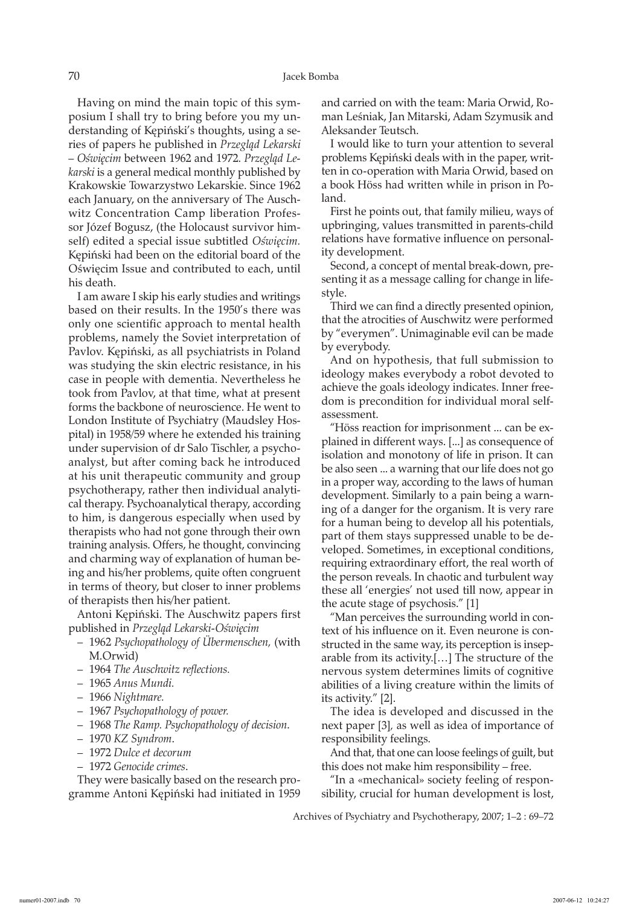Having on mind the main topic of this symposium I shall try to bring before you my understanding of Kępiński's thoughts, using a series of papers he published in *Przegląd Lekarski – Oświęcim* between 1962 and 1972. *Przegląd Lekarski* is a general medical monthly published by Krakowskie Towarzystwo Lekarskie. Since 1962 each January, on the anniversary of The Auschwitz Concentration Camp liberation Professor Józef Bogusz, (the Holocaust survivor himself) edited a special issue subtitled *Oświęcim.* Kępiński had been on the editorial board of the Oświęcim Issue and contributed to each, until his death.

I am aware I skip his early studies and writings based on their results. In the 1950's there was only one scientific approach to mental health problems, namely the Soviet interpretation of Pavlov. Kępiński, as all psychiatrists in Poland was studying the skin electric resistance, in his case in people with dementia. Nevertheless he took from Pavlov, at that time, what at present forms the backbone of neuroscience. He went to London Institute of Psychiatry (Maudsley Hospital) in 1958/59 where he extended his training under supervision of dr Salo Tischler, a psychoanalyst, but after coming back he introduced at his unit therapeutic community and group psychotherapy, rather then individual analytical therapy. Psychoanalytical therapy, according to him, is dangerous especially when used by therapists who had not gone through their own training analysis. Offers, he thought, convincing and charming way of explanation of human being and his/her problems, quite often congruent in terms of theory, but closer to inner problems of therapists then his/her patient.

Antoni Kępiński. The Auschwitz papers first published in *Przegląd Lekarski-Oświęcim*

- 1962 *Psychopathology of Übermenschen,* (with M.Orwid)
- 1964 *The Auschwitz reflections.*
- 1965 *Anus Mundi.*
- 1966 *Nightmare.*
- 1967 *Psychopathology of power.*
- 1968 *The Ramp. Psychopathology of decision.*
- 1970 *KZ Syndrom*.
- 1972 *Dulce et decorum*
- 1972 *Genocide crimes*.

They were basically based on the research programme Antoni Kępiński had initiated in 1959 and carried on with the team: Maria Orwid, Roman Leśniak, Jan Mitarski, Adam Szymusik and Aleksander Teutsch.

I would like to turn your attention to several problems Kępiński deals with in the paper, written in co-operation with Maria Orwid, based on a book Höss had written while in prison in Poland.

First he points out, that family milieu, ways of upbringing, values transmitted in parents-child relations have formative influence on personality development.

Second, a concept of mental break-down, presenting it as a message calling for change in lifestyle.

Third we can find a directly presented opinion, that the atrocities of Auschwitz were performed by "everymen". Unimaginable evil can be made by everybody.

And on hypothesis, that full submission to ideology makes everybody a robot devoted to achieve the goals ideology indicates. Inner freedom is precondition for individual moral self-assessment.

"Höss reaction for imprisonment ... can be explained in different ways. [...] as consequence of isolation and monotony of life in prison. It can be also seen ... a warning that our life does not go in a proper way, according to the laws of human development. Similarly to a pain being a warning of a danger for the organism. It is very rare for a human being to develop all his potentials, part of them stays suppressed unable to be developed. Sometimes, in exceptional conditions, requiring extraordinary effort, the real worth of the person reveals. In chaotic and turbulent way these all 'energies' not used till now, appear in the acute stage of psychosis." [1]

"Man perceives the surrounding world in context of his influence on it. Even neurone is constructed in the same way, its perception is inseparable from its activity.[…] The structure of the nervous system determines limits of cognitive abilities of a living creature within the limits of its activity." [2].

The idea is developed and discussed in the next paper [3]*,* as well as idea of importance of responsibility feelings.

And that, that one can loose feelings of guilt, but this does not make him responsibility – free.

"In a «mechanical» society feeling of responsibility, crucial for human development is lost,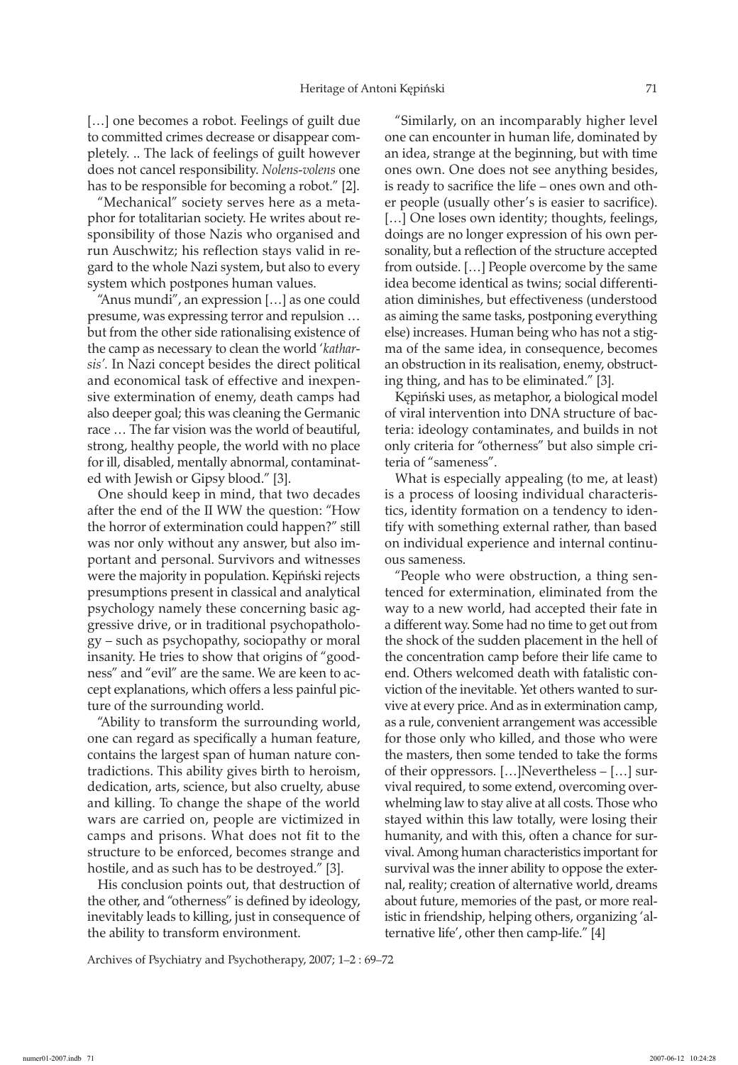[…] one becomes a robot. Feelings of guilt due to committed crimes decrease or disappear completely. .. The lack of feelings of guilt however does not cancel responsibility. *Nolens-volens* one has to be responsible for becoming a robot." [2].

"Mechanical" society serves here as a metaphor for totalitarian society. He writes about responsibility of those Nazis who organised and run Auschwitz; his reflection stays valid in regard to the whole Nazi system, but also to every system which postpones human values.

"Anus mundi", an expression […] as one could presume, was expressing terror and repulsion … but from the other side rationalising existence of the camp as necessary to clean the world '*katharsis'*. In Nazi concept besides the direct political and economical task of effective and inexpensive extermination of enemy, death camps had also deeper goal; this was cleaning the Germanic race … The far vision was the world of beautiful, strong, healthy people, the world with no place for ill, disabled, mentally abnormal, contaminated with Jewish or Gipsy blood." [3].

One should keep in mind, that two decades after the end of the II WW the question: "How the horror of extermination could happen?" still was nor only without any answer, but also important and personal. Survivors and witnesses were the majority in population. Kępiński rejects presumptions present in classical and analytical psychology namely these concerning basic aggressive drive, or in traditional psychopathology – such as psychopathy, sociopathy or moral insanity. He tries to show that origins of "goodness" and "evil" are the same. We are keen to accept explanations, which offers a less painful picture of the surrounding world.

"Ability to transform the surrounding world, one can regard as specifically a human feature, contains the largest span of human nature contradictions. This ability gives birth to heroism, dedication, arts, science, but also cruelty, abuse and killing. To change the shape of the world wars are carried on, people are victimized in camps and prisons. What does not fit to the structure to be enforced, becomes strange and hostile, and as such has to be destroyed." [3].

His conclusion points out, that destruction of the other, and "otherness" is defined by ideology, inevitably leads to killing, just in consequence of the ability to transform environment.

"Similarly, on an incomparably higher level one can encounter in human life, dominated by an idea, strange at the beginning, but with time ones own. One does not see anything besides, is ready to sacrifice the life – ones own and other people (usually other's is easier to sacrifice). […] One loses own identity; thoughts, feelings, doings are no longer expression of his own personality, but a reflection of the structure accepted from outside. […] People overcome by the same idea become identical as twins; social differentiation diminishes, but effectiveness (understood as aiming the same tasks, postponing everything else) increases. Human being who has not a stigma of the same idea, in consequence, becomes an obstruction in its realisation, enemy, obstructing thing, and has to be eliminated." [3].

Kępiński uses, as metaphor, a biological model of viral intervention into DNA structure of bacteria: ideology contaminates, and builds in not only criteria for "otherness" but also simple criteria of "sameness".

What is especially appealing (to me, at least) is a process of loosing individual characteristics, identity formation on a tendency to identify with something external rather, than based on individual experience and internal continuous sameness.

"People who were obstruction, a thing sentenced for extermination, eliminated from the way to a new world, had accepted their fate in a different way. Some had no time to get out from the shock of the sudden placement in the hell of the concentration camp before their life came to end. Others welcomed death with fatalistic conviction of the inevitable. Yet others wanted to survive at every price. And as in extermination camp, as a rule, convenient arrangement was accessible for those only who killed, and those who were the masters, then some tended to take the forms of their oppressors. […]Nevertheless – […] survival required, to some extend, overcoming overwhelming law to stay alive at all costs. Those who stayed within this law totally, were losing their humanity, and with this, often a chance for survival. Among human characteristics important for survival was the inner ability to oppose the external, reality; creation of alternative world, dreams about future, memories of the past, or more realistic in friendship, helping others, organizing 'alternative life', other then camp-life." [4]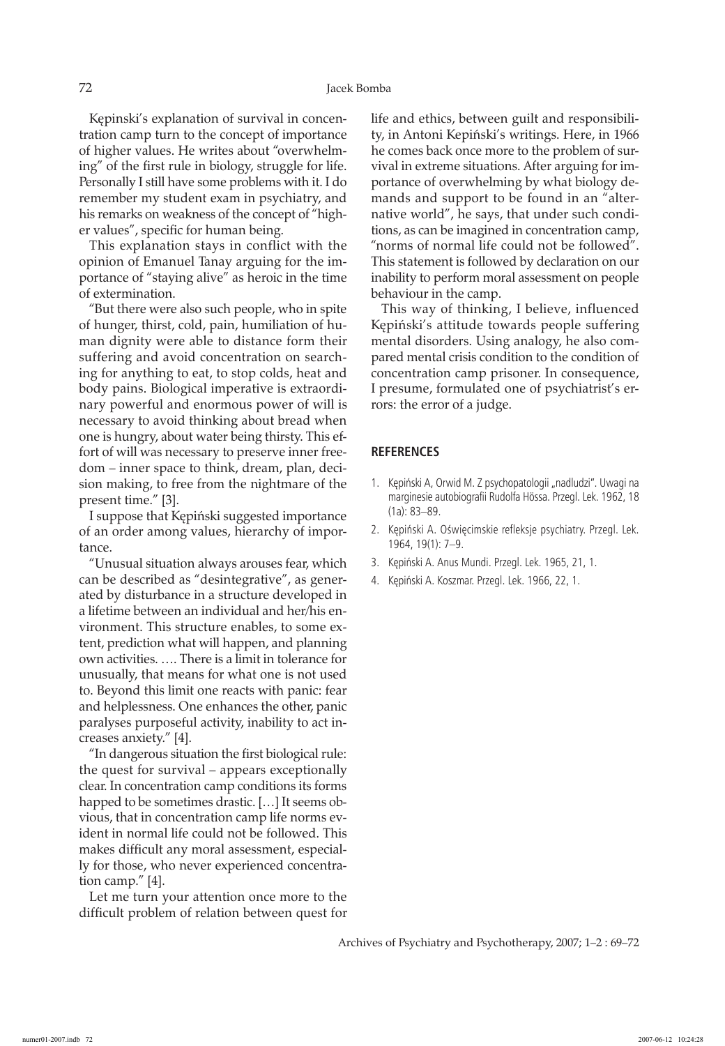Kępinski's explanation of survival in concentration camp turn to the concept of importance of higher values. He writes about "overwhelming" of the first rule in biology, struggle for life. Personally I still have some problems with it. I do remember my student exam in psychiatry, and his remarks on weakness of the concept of "higher values", specific for human being.

This explanation stays in conflict with the opinion of Emanuel Tanay arguing for the importance of "staying alive" as heroic in the time of extermination.

"But there were also such people, who in spite of hunger, thirst, cold, pain, humiliation of human dignity were able to distance form their suffering and avoid concentration on searching for anything to eat, to stop colds, heat and body pains. Biological imperative is extraordinary powerful and enormous power of will is necessary to avoid thinking about bread when one is hungry, about water being thirsty. This effort of will was necessary to preserve inner freedom – inner space to think, dream, plan, decision making, to free from the nightmare of the present time." [3].

I suppose that Kępiński suggested importance of an order among values, hierarchy of importance.

"Unusual situation always arouses fear, which can be described as "desintegrative", as generated by disturbance in a structure developed in a lifetime between an individual and her/his environment. This structure enables, to some extent, prediction what will happen, and planning own activities. …. There is a limit in tolerance for unusually, that means for what one is not used to. Beyond this limit one reacts with panic: fear and helplessness. One enhances the other, panic paralyses purposeful activity, inability to act increases anxiety." [4].

"In dangerous situation the first biological rule: the quest for survival – appears exceptionally clear. In concentration camp conditions its forms happed to be sometimes drastic. […] It seems obvious, that in concentration camp life norms evident in normal life could not be followed. This makes difficult any moral assessment, especially for those, who never experienced concentration camp." [4].

Let me turn your attention once more to the difficult problem of relation between quest for life and ethics, between guilt and responsibility, in Antoni Kepiński's writings. Here, in 1966 he comes back once more to the problem of survival in extreme situations. After arguing for importance of overwhelming by what biology demands and support to be found in an "alternative world", he says, that under such conditions, as can be imagined in concentration camp, "norms of normal life could not be followed". This statement is followed by declaration on our inability to perform moral assessment on people behaviour in the camp.

This way of thinking, I believe, influenced Kępiński's attitude towards people suffering mental disorders. Using analogy, he also compared mental crisis condition to the condition of concentration camp prisoner. In consequence, I presume, formulated one of psychiatrist's errors: the error of a judge.

## REFERENCES

1. Kępiński A, Orwid M. Z psychopatologii „nadludzi". Uwagi na marginesie autobiografii Rudolfa Hössa. Przegl. Lek. 1962, 18 (1a): 83–89.
2. Kępiński A. Oświęcimskie refleksje psychiatry. Przegl. Lek. 1964, 19(1): 7–9.
3. Kępiński A. Anus Mundi. Przegl. Lek. 1965, 21, 1.
4. Kępiński A. Koszmar. Przegl. Lek. 1966, 22, 1.